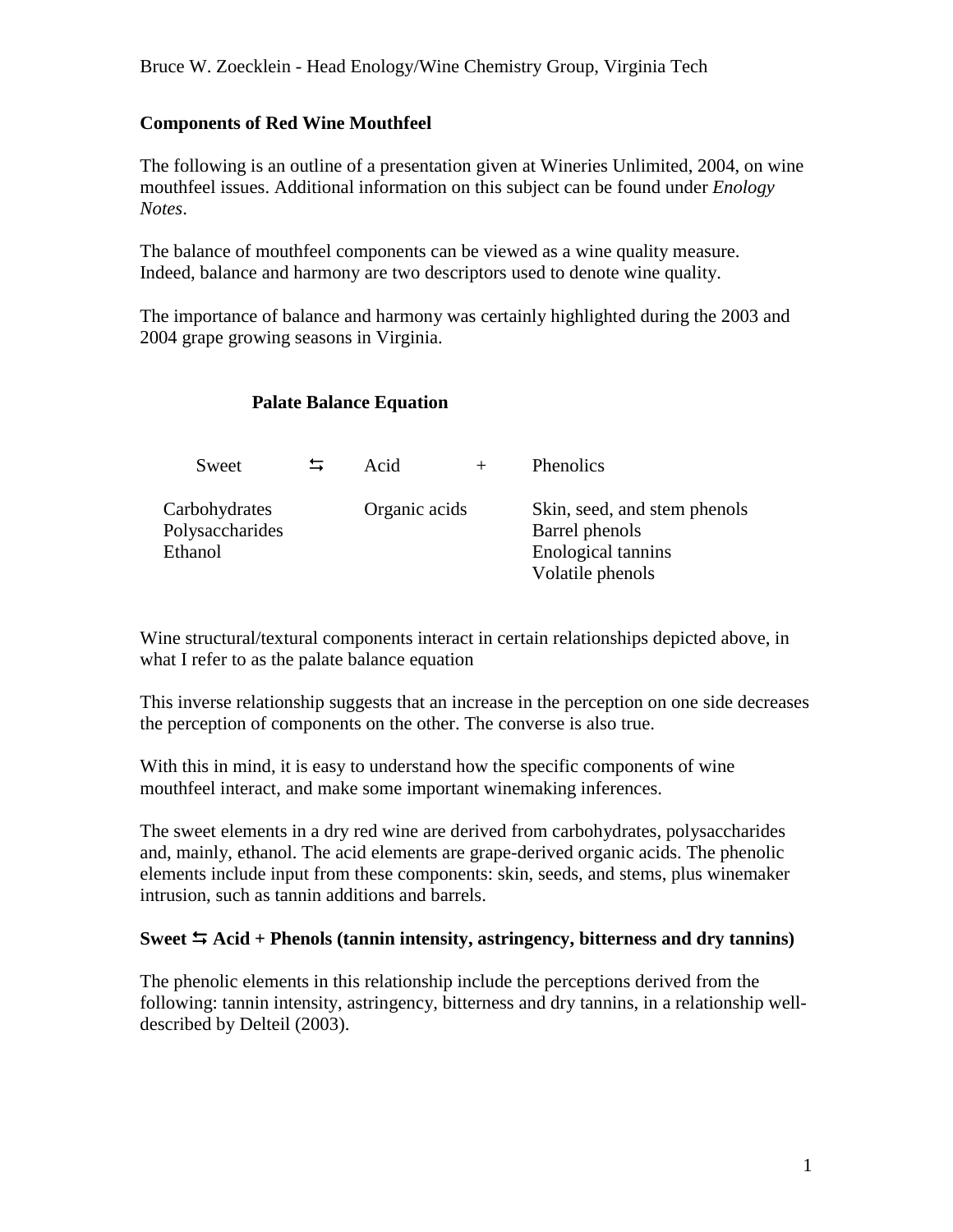Bruce W. Zoecklein - Head Enology/Wine Chemistry Group, Virginia Tech

**Components of Red Wine Mouthfeel**

The following is an outline of a presentation given at Wineries Unlimited, 2004, on wine mouthfeel issues. Additional information on this subject can be found under *Enology Notes*.

The balance of mouthfeel components can be viewed as a wine quality measure. Indeed, balance and harmony are two descriptors used to denote wine quality.

The importance of balance and harmony was certainly highlighted during the 2003 and 2004 grape growing seasons in Virginia.

**Palate Balance Equation**

| Sweet | ⇆ | Acid | + | Phenolics |
|---|---|---|---|---|
| Carbohydrates<br>Polysaccharides<br>Ethanol | | Organic acids | | Skin, seed, and stem phenols<br>Barrel phenols<br>Enological tannins<br>Volatile phenols |

Wine structural/textural components interact in certain relationships depicted above, in what I refer to as the palate balance equation

This inverse relationship suggests that an increase in the perception on one side decreases the perception of components on the other. The converse is also true.

With this in mind, it is easy to understand how the specific components of wine mouthfeel interact, and make some important winemaking inferences.

The sweet elements in a dry red wine are derived from carbohydrates, polysaccharides and, mainly, ethanol. The acid elements are grape-derived organic acids. The phenolic elements include input from these components: skin, seeds, and stems, plus winemaker intrusion, such as tannin additions and barrels.

**Sweet ⇆ Acid + Phenols (tannin intensity, astringency, bitterness and dry tannins)**

The phenolic elements in this relationship include the perceptions derived from the following: tannin intensity, astringency, bitterness and dry tannins, in a relationship well-described by Delteil (2003).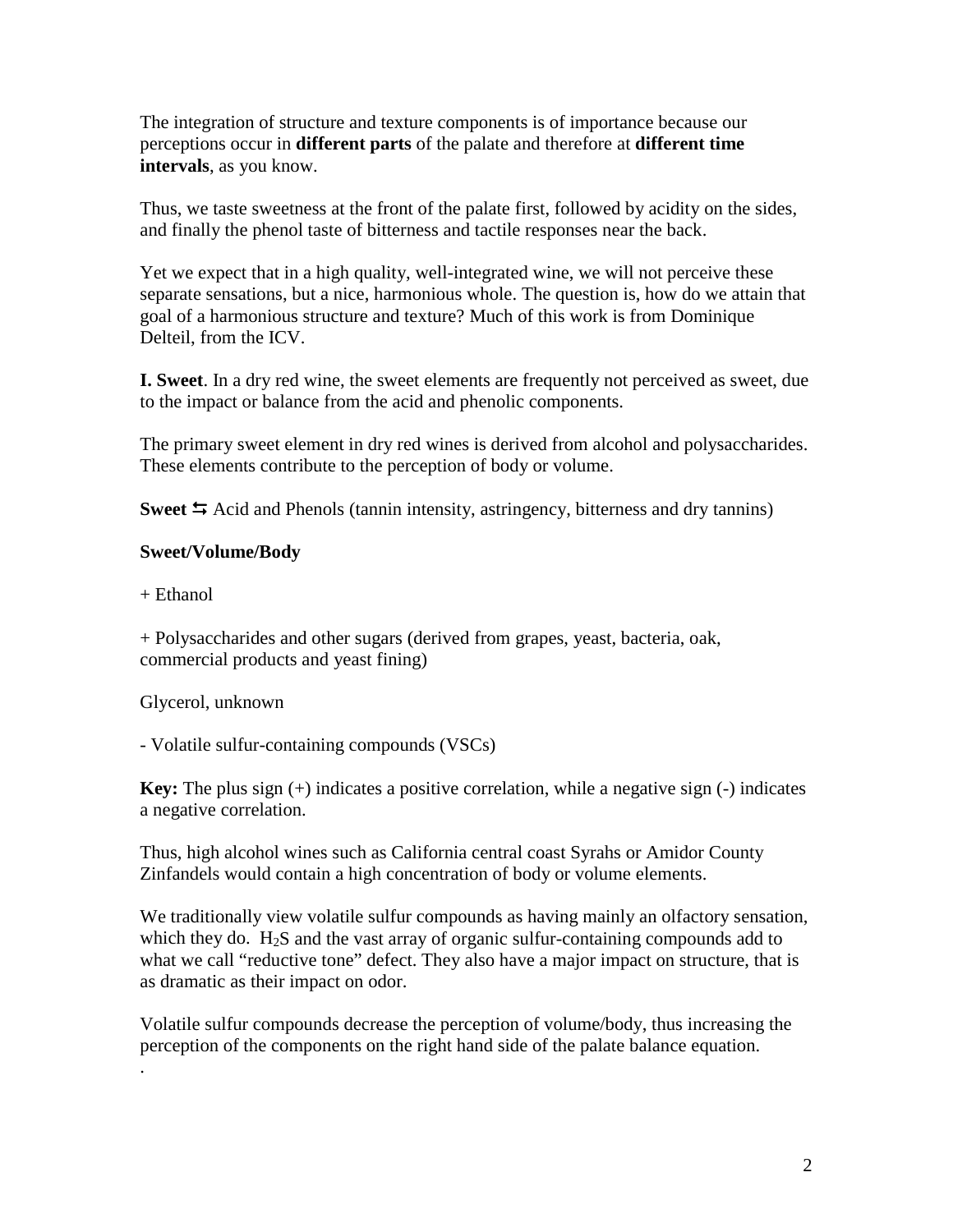The integration of structure and texture components is of importance because our perceptions occur in **different parts** of the palate and therefore at **different time intervals**, as you know.

Thus, we taste sweetness at the front of the palate first, followed by acidity on the sides, and finally the phenol taste of bitterness and tactile responses near the back.

Yet we expect that in a high quality, well-integrated wine, we will not perceive these separate sensations, but a nice, harmonious whole. The question is, how do we attain that goal of a harmonious structure and texture? Much of this work is from Dominique Delteil, from the ICV.

**I. Sweet**. In a dry red wine, the sweet elements are frequently not perceived as sweet, due to the impact or balance from the acid and phenolic components.

The primary sweet element in dry red wines is derived from alcohol and polysaccharides. These elements contribute to the perception of body or volume.

**Sweet** ⇆ Acid and Phenols (tannin intensity, astringency, bitterness and dry tannins)

**Sweet/Volume/Body**

+ Ethanol

+ Polysaccharides and other sugars (derived from grapes, yeast, bacteria, oak, commercial products and yeast fining)

Glycerol, unknown

- Volatile sulfur-containing compounds (VSCs)

**Key:** The plus sign (+) indicates a positive correlation, while a negative sign (-) indicates a negative correlation.

Thus, high alcohol wines such as California central coast Syrahs or Amidor County Zinfandels would contain a high concentration of body or volume elements.

We traditionally view volatile sulfur compounds as having mainly an olfactory sensation, which they do. $H_2S$ and the vast array of organic sulfur-containing compounds add to what we call "reductive tone" defect. They also have a major impact on structure, that is as dramatic as their impact on odor.

Volatile sulfur compounds decrease the perception of volume/body, thus increasing the perception of the components on the right hand side of the palate balance equation.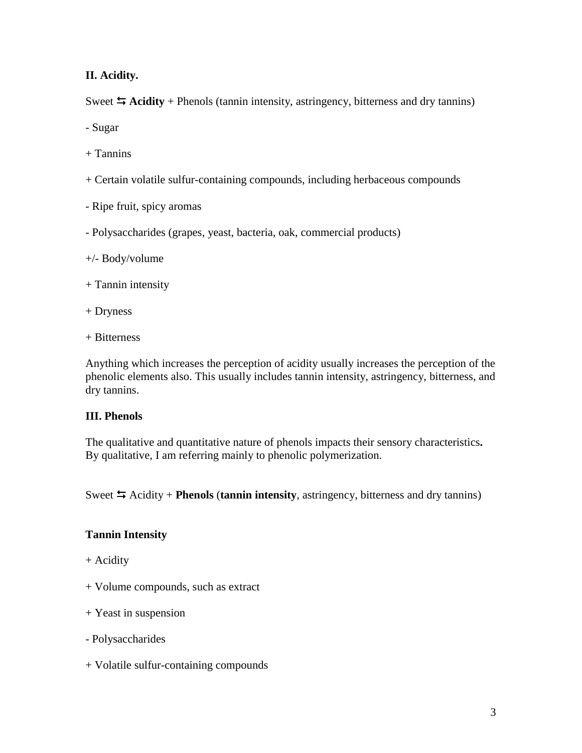**II. Acidity.**

Sweet ⇆ **Acidity** + Phenols (tannin intensity, astringency, bitterness and dry tannins)

- Sugar

+ Tannins

+ Certain volatile sulfur-containing compounds, including herbaceous compounds

- Ripe fruit, spicy aromas

- Polysaccharides (grapes, yeast, bacteria, oak, commercial products)

+/- Body/volume

+ Tannin intensity

+ Dryness

+ Bitterness

Anything which increases the perception of acidity usually increases the perception of the phenolic elements also. This usually includes tannin intensity, astringency, bitterness, and dry tannins.

**III. Phenols**

The qualitative and quantitative nature of phenols impacts their sensory characteristics**.** By qualitative, I am referring mainly to phenolic polymerization.

Sweet ⇆ Acidity + **Phenols** (**tannin intensity**, astringency, bitterness and dry tannins)

**Tannin Intensity**

+ Acidity

+ Volume compounds, such as extract

+ Yeast in suspension

- Polysaccharides

+ Volatile sulfur-containing compounds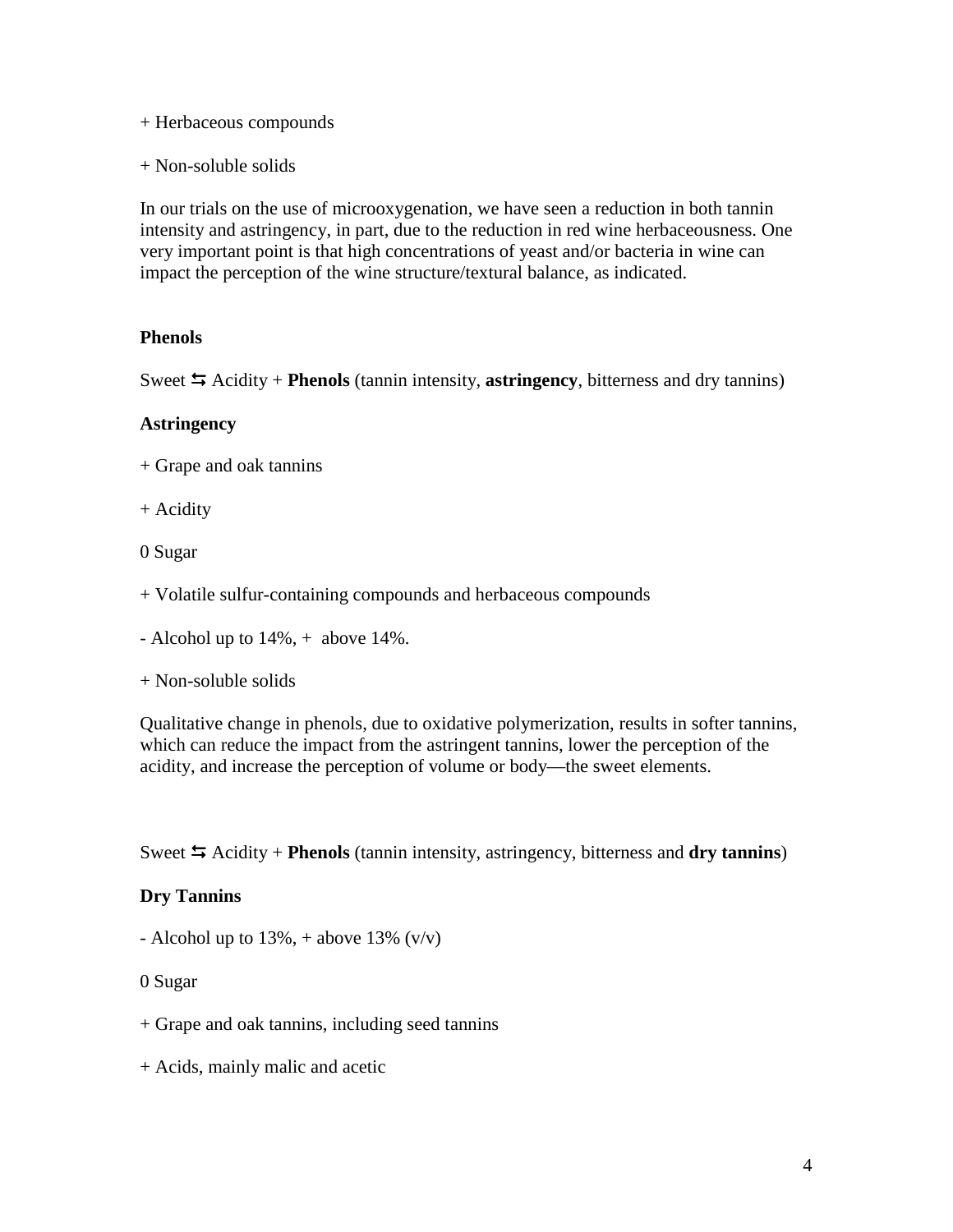+ Herbaceous compounds

+ Non-soluble solids

In our trials on the use of microoxygenation, we have seen a reduction in both tannin intensity and astringency, in part, due to the reduction in red wine herbaceousness. One very important point is that high concentrations of yeast and/or bacteria in wine can impact the perception of the wine structure/textural balance, as indicated.

**Phenols**

Sweet ⇆ Acidity + **Phenols** (tannin intensity, **astringency**, bitterness and dry tannins)

**Astringency**

+ Grape and oak tannins

+ Acidity

0 Sugar

+ Volatile sulfur-containing compounds and herbaceous compounds

- Alcohol up to 14%, + above 14%.

+ Non-soluble solids

Qualitative change in phenols, due to oxidative polymerization, results in softer tannins, which can reduce the impact from the astringent tannins, lower the perception of the acidity, and increase the perception of volume or body—the sweet elements.

Sweet ⇆ Acidity + **Phenols** (tannin intensity, astringency, bitterness and **dry tannins**)

**Dry Tannins**

- Alcohol up to 13%, + above 13% (v/v)

0 Sugar

+ Grape and oak tannins, including seed tannins

+ Acids, mainly malic and acetic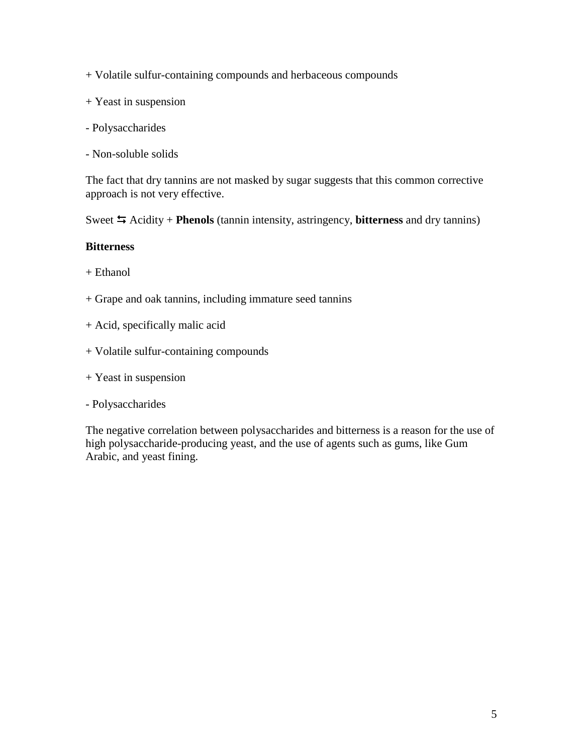+ Volatile sulfur-containing compounds and herbaceous compounds

+ Yeast in suspension

- Polysaccharides

- Non-soluble solids

The fact that dry tannins are not masked by sugar suggests that this common corrective approach is not very effective.

Sweet ⇆ Acidity + **Phenols** (tannin intensity, astringency, **bitterness** and dry tannins)

**Bitterness**

+ Ethanol

+ Grape and oak tannins, including immature seed tannins

+ Acid, specifically malic acid

+ Volatile sulfur-containing compounds

+ Yeast in suspension

- Polysaccharides

The negative correlation between polysaccharides and bitterness is a reason for the use of high polysaccharide-producing yeast, and the use of agents such as gums, like Gum Arabic, and yeast fining.